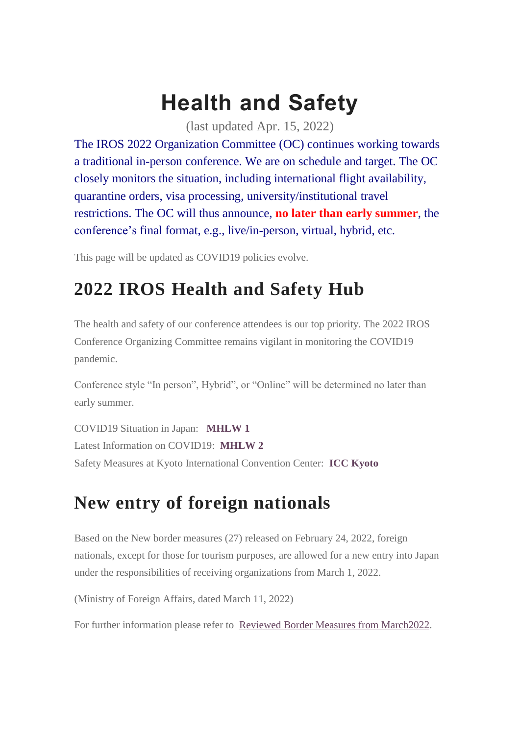# Health and Safety

(last updated Apr. 15, 2022)

The IROS 2022 Organization Committee (OC) continues working towards a traditional in-person conference. We are on schedule and target. The OC closely monitors the situation, including international flight availability, quarantine orders, visa processing, university/institutional travel restrictions. The OC will thus announce, **no later than early summer**, the conference's final format, e.g., live/in-person, virtual, hybrid, etc.

This page will be updated as COVID19 policies evolve.

## 2022 IROS Health and Safety Hub

The health and safety of our conference attendees is our top priority. The 2022 IROS Conference Organizing Committee remains vigilant in monitoring the COVID19 pandemic.

Conference style "In person", Hybrid", or "Online" will be determined no later than early summer.

COVID19 Situation in Japan: **MHLW 1**
Latest Information on COVID19: **MHLW 2**
Safety Measures at Kyoto International Convention Center: **ICC Kyoto**

## New entry of foreign nationals

Based on the New border measures (27) released on February 24, 2022, foreign nationals, except for those for tourism purposes, are allowed for a new entry into Japan under the responsibilities of receiving organizations from March 1, 2022.

(Ministry of Foreign Affairs, dated March 11, 2022)

For further information please refer to Reviewed Border Measures from March2022.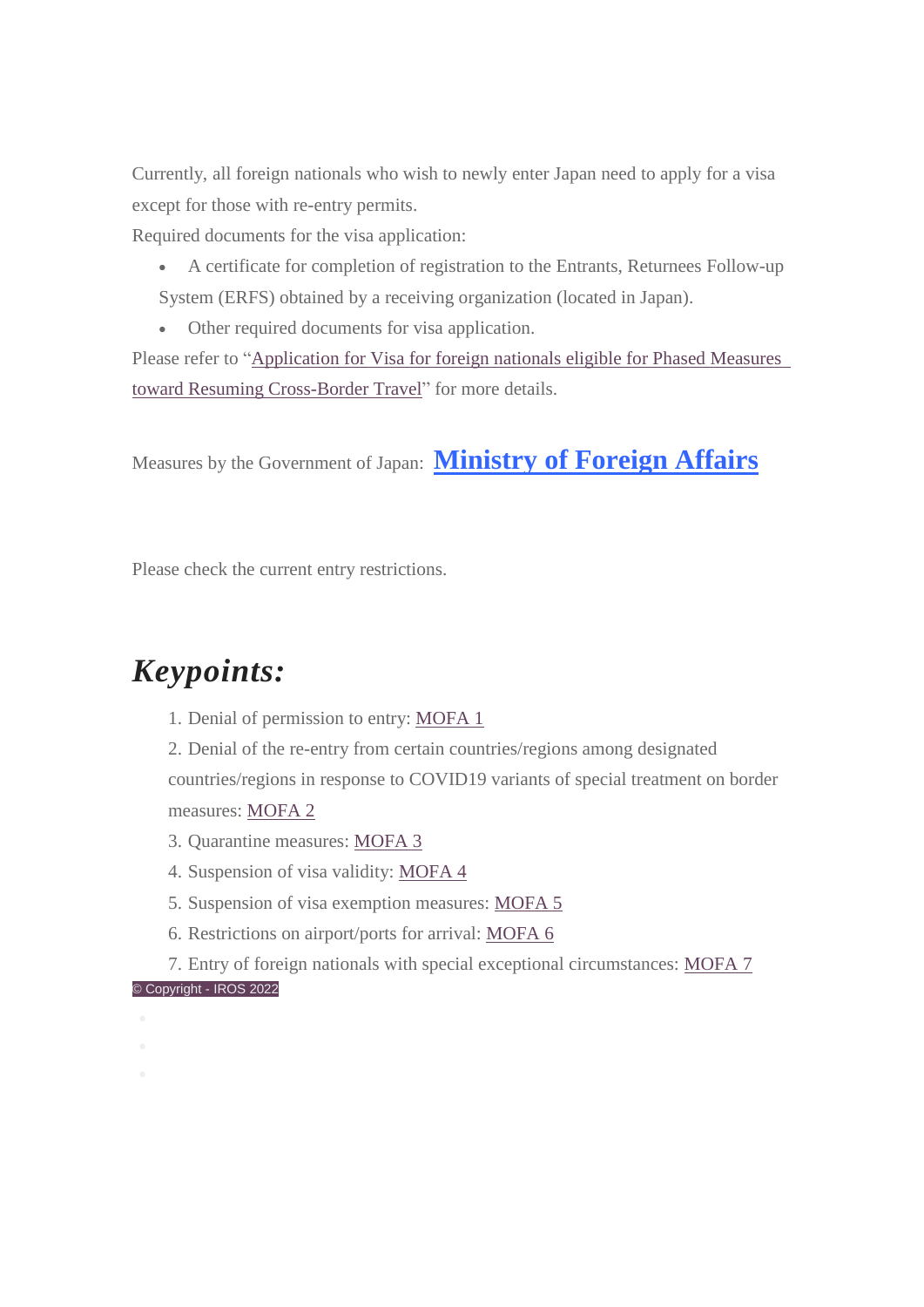Currently, all foreign nationals who wish to newly enter Japan need to apply for a visa except for those with re-entry permits.

Required documents for the visa application:

- A certificate for completion of registration to the Entrants, Returnees Follow-up System (ERFS) obtained by a receiving organization (located in Japan).
- Other required documents for visa application.

Please refer to "Application for Visa for foreign nationals eligible for Phased Measures toward Resuming Cross-Border Travel" for more details.

Measures by the Government of Japan: **Ministry of Foreign Affairs**

Please check the current entry restrictions.

## *Keypoints:*

1. Denial of permission to entry: MOFA 1
2. Denial of the re-entry from certain countries/regions among designated countries/regions in response to COVID19 variants of special treatment on border measures: MOFA 2
3. Quarantine measures: MOFA 3
4. Suspension of visa validity: MOFA 4
5. Suspension of visa exemption measures: MOFA 5
6. Restrictions on airport/ports for arrival: MOFA 6
7. Entry of foreign nationals with special exceptional circumstances: MOFA 7

© Copyright - IROS 2022